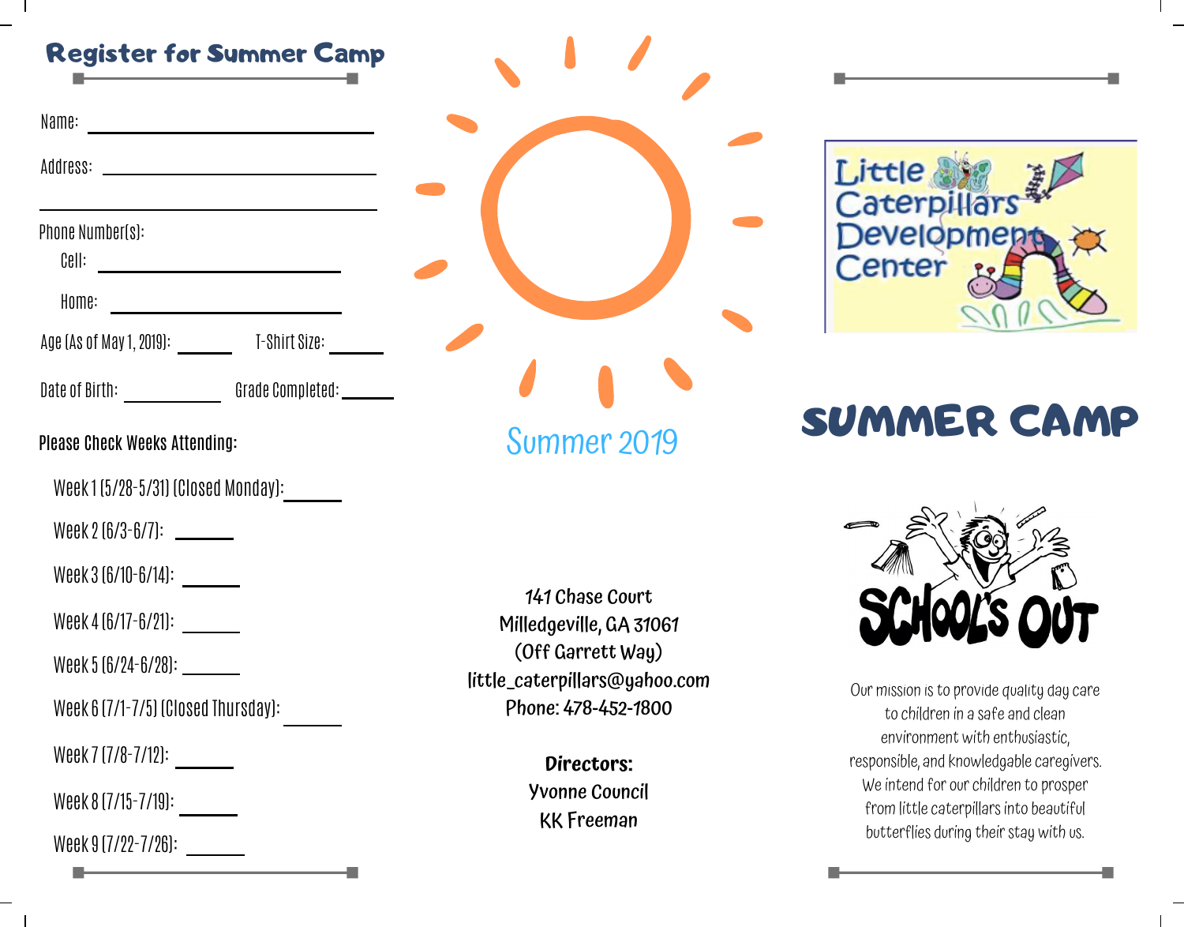## Register for Summer Camp

Name: ____________________

Address: ____________________

____________________

Phone Number(s):

Cell: ____________________

Home: ____________________

Age (As of May 1, 2019): ______ T-Shirt Size: ______

Date of Birth: __________ Grade Completed: ______

**Please Check Weeks Attending:**

Week 1 (5/28-5/31) (Closed Monday): ______

Week 2 (6/3-6/7): ______

Week 3 (6/10-6/14): ______

Week 4 (6/17-6/21): ______

Week 5 (6/24-6/28): ______

Week 6 (7/1-7/5) (Closed Thursday): ______

Week 7 (7/8-7/12): ______

Week 8 (7/15-7/19): ______

Week 9 (7/22-7/26): ______

Summer 2019

141 Chase Court
Milledgeville, GA 31061
(Off Garrett Way)
little_caterpillars@yahoo.com
Phone: 478-452-1800

**Directors:**
Yvonne Council
KK Freeman

Little Caterpillars Development Center

# SUMMER CAMP

SCHOOL'S OUT

Our mission is to provide quality day care to children in a safe and clean environment with enthusiastic, responsible, and knowledgable caregivers. We intend for our children to prosper from little caterpillars into beautiful butterflies during their stay with us.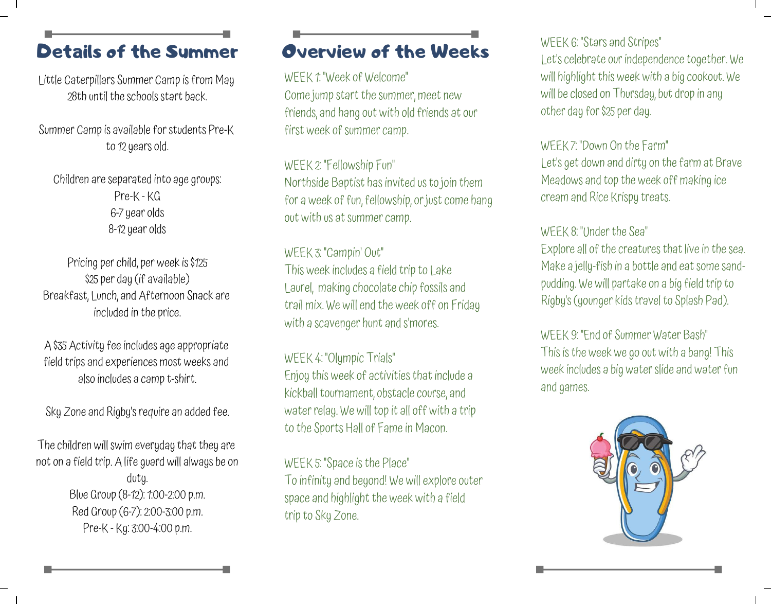## Details of the Summer

Little Caterpillars Summer Camp is from May 28th until the schools start back.

Summer Camp is available for students Pre-K to 12 years old.

Children are separated into age groups:
Pre-K - KG
6-7 year olds
8-12 year olds

Pricing per child, per week is $125
$25 per day (if available)
Breakfast, Lunch, and Afternoon Snack are included in the price.

A $35 Activity fee includes age appropriate field trips and experiences most weeks and also includes a camp t-shirt.

Sky Zone and Rigby's require an added fee.

The children will swim everyday that they are not on a field trip. A life guard will always be on duty.
Blue Group (8-12): 1:00-2:00 p.m.
Red Group (6-7): 2:00-3:00 p.m.
Pre-K - Kg: 3:00-4:00 p.m.

## Overview of the Weeks

WEEK 1: "Week of Welcome"
Come jump start the summer, meet new friends, and hang out with old friends at our first week of summer camp.

WEEK 2: "Fellowship Fun"
Northside Baptist has invited us to join them for a week of fun, fellowship, or just come hang out with us at summer camp.

WEEK 3: "Campin' Out"
This week includes a field trip to Lake Laurel, making chocolate chip fossils and trail mix. We will end the week off on Friday with a scavenger hunt and s'mores.

WEEK 4: "Olympic Trials"
Enjoy this week of activities that include a kickball tournament, obstacle course, and water relay. We will top it all off with a trip to the Sports Hall of Fame in Macon.

WEEK 5: "Space is the Place"
To infinity and beyond! We will explore outer space and highlight the week with a field trip to Sky Zone.

WEEK 6: "Stars and Stripes"
Let's celebrate our independence together. We will highlight this week with a big cookout. We will be closed on Thursday, but drop in any other day for $25 per day.

WEEK 7: "Down On the Farm"
Let's get down and dirty on the farm at Brave Meadows and top the week off making ice cream and Rice Krispy treats.

WEEK 8: "Under the Sea"
Explore all of the creatures that live in the sea. Make a jelly-fish in a bottle and eat some sand-pudding. We will partake on a big field trip to Rigby's (younger kids travel to Splash Pad).

WEEK 9: "End of Summer Water Bash"
This is the week we go out with a bang! This week includes a big water slide and water fun and games.